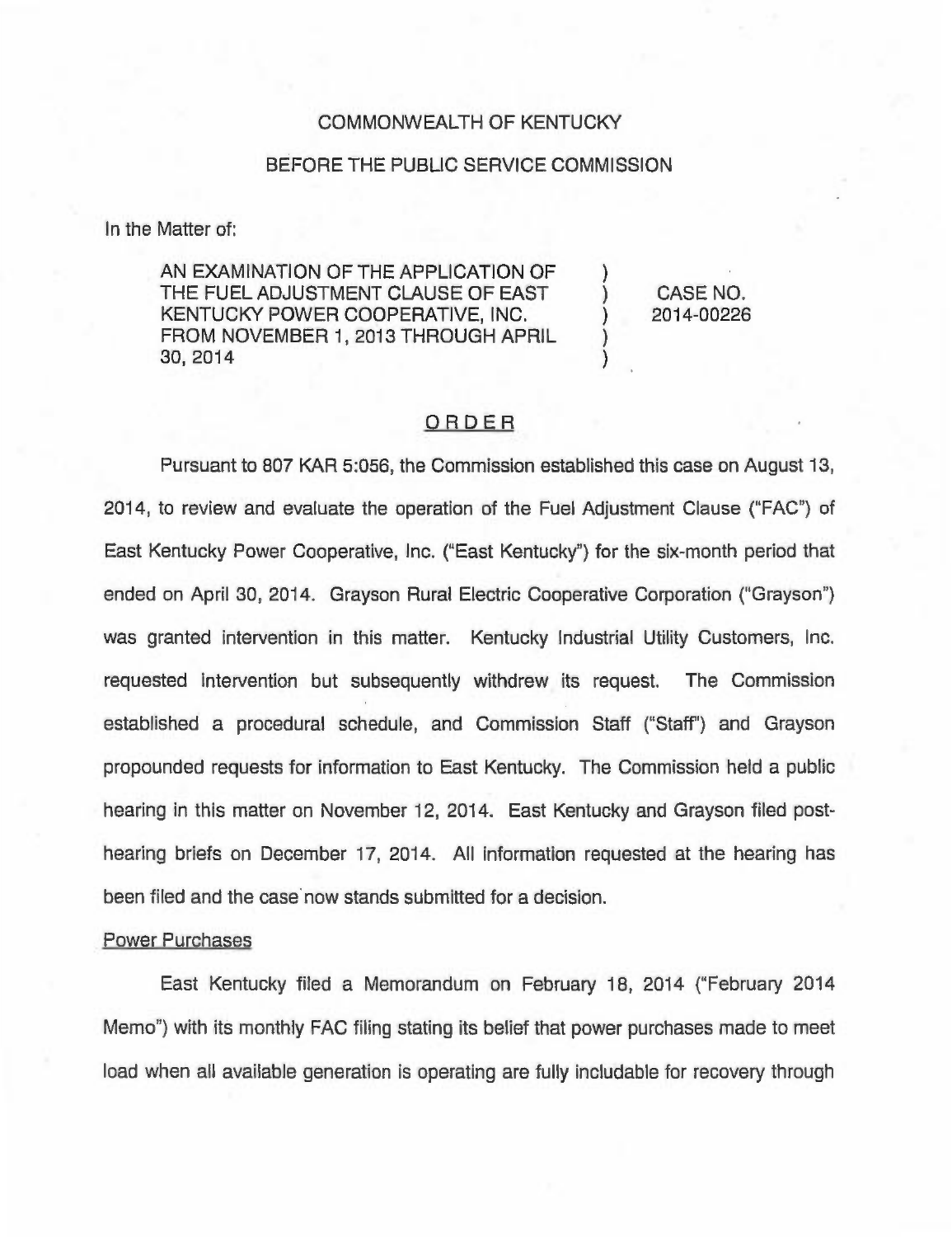COMMONWEALTH OF KENTUCKY

BEFORE THE PUBLIC SERVICE COMMISSION

In the Matter of:

| | | |
|---|---|---|
| AN EXAMINATION OF THE APPLICATION OF THE FUEL ADJUSTMENT CLAUSE OF EAST KENTUCKY POWER COOPERATIVE, INC. FROM NOVEMBER 1, 2013 THROUGH APRIL 30, 2014 | ) ) ) ) ) | CASE NO. 2014-00226 |

## ORDER

Pursuant to 807 KAR 5:056, the Commission established this case on August 13, 2014, to review and evaluate the operation of the Fuel Adjustment Clause ("FAC") of East Kentucky Power Cooperative, Inc. ("East Kentucky") for the six-month period that ended on April 30, 2014. Grayson Rural Electric Cooperative Corporation ("Grayson") was granted intervention in this matter. Kentucky Industrial Utility Customers, Inc. requested intervention but subsequently withdrew its request. The Commission established a procedural schedule, and Commission Staff ("Staff") and Grayson propounded requests for information to East Kentucky. The Commission held a public hearing in this matter on November 12, 2014. East Kentucky and Grayson filed post-hearing briefs on December 17, 2014. All information requested at the hearing has been filed and the case now stands submitted for a decision.

### Power Purchases

East Kentucky filed a Memorandum on February 18, 2014 ("February 2014 Memo") with its monthly FAC filing stating its belief that power purchases made to meet load when all available generation is operating are fully includable for recovery through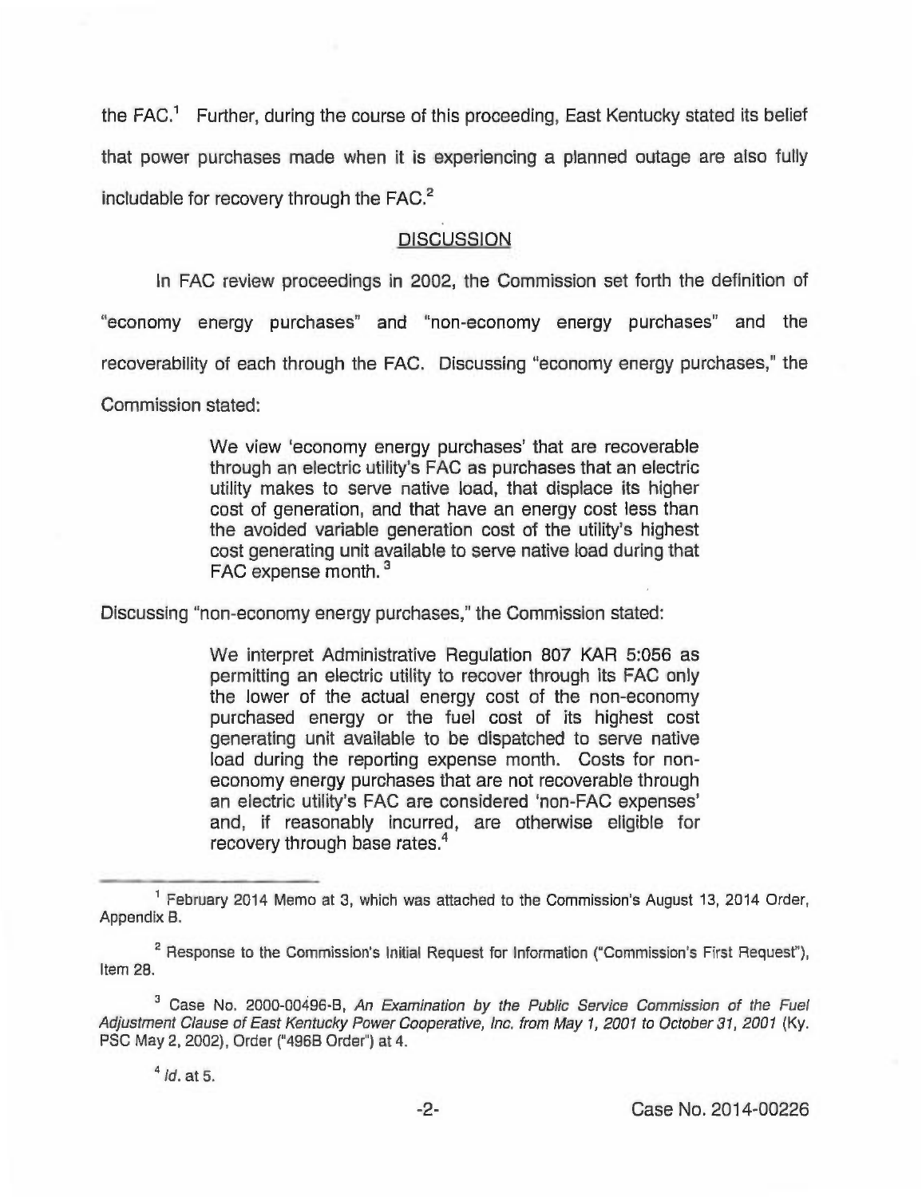the FAC.[1] Further, during the course of this proceeding, East Kentucky stated its belief that power purchases made when it is experiencing a planned outage are also fully includable for recovery through the FAC.[2]

## DISCUSSION

In FAC review proceedings in 2002, the Commission set forth the definition of "economy energy purchases" and "non-economy energy purchases" and the recoverability of each through the FAC. Discussing "economy energy purchases," the Commission stated:

> We view 'economy energy purchases' that are recoverable through an electric utility's FAC as purchases that an electric utility makes to serve native load, that displace its higher cost of generation, and that have an energy cost less than the avoided variable generation cost of the utility's highest cost generating unit available to serve native load during that FAC expense month.[3]

Discussing "non-economy energy purchases," the Commission stated:

> We interpret Administrative Regulation 807 KAR 5:056 as permitting an electric utility to recover through its FAC only the lower of the actual energy cost of the non-economy purchased energy or the fuel cost of its highest cost generating unit available to be dispatched to serve native load during the reporting expense month. Costs for non-economy energy purchases that are not recoverable through an electric utility's FAC are considered 'non-FAC expenses' and, if reasonably incurred, are otherwise eligible for recovery through base rates.[4]

---

[1] February 2014 Memo at 3, which was attached to the Commission's August 13, 2014 Order, Appendix B.

[2] Response to the Commission's Initial Request for Information ("Commission's First Request"), Item 28.

[3] Case No. 2000-00496-B, *An Examination by the Public Service Commission of the Fuel Adjustment Clause of East Kentucky Power Cooperative, Inc. from May 1, 2001 to October 31, 2001* (Ky. PSC May 2, 2002), Order ("496B Order") at 4.

[4] *Id.* at 5.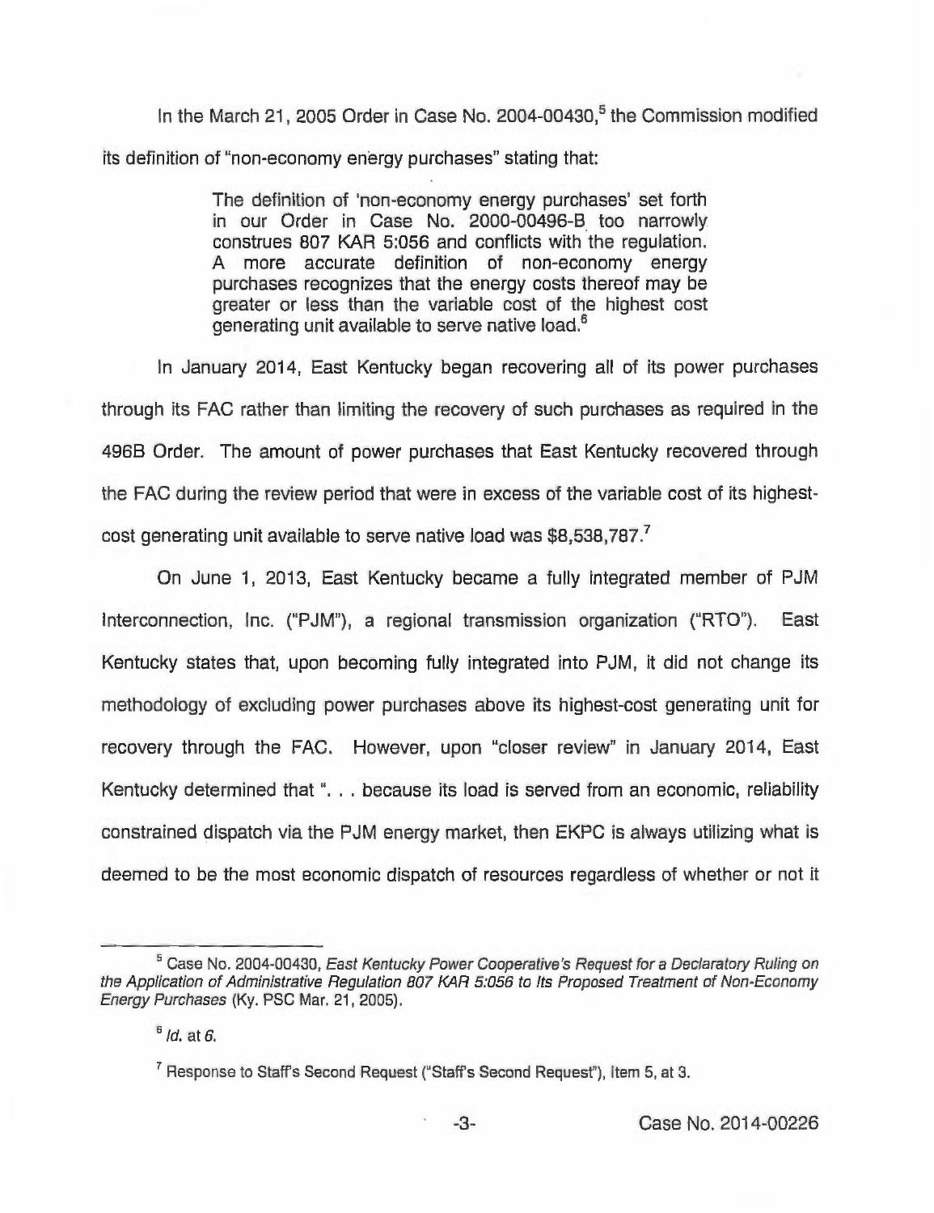In the March 21, 2005 Order in Case No. 2004-00430,[5] the Commission modified its definition of "non-economy energy purchases" stating that:

> The definition of 'non-economy energy purchases' set forth in our Order in Case No. 2000-00496-B too narrowly construes 807 KAR 5:056 and conflicts with the regulation. A more accurate definition of non-economy energy purchases recognizes that the energy costs thereof may be greater or less than the variable cost of the highest cost generating unit available to serve native load.[6]

In January 2014, East Kentucky began recovering all of its power purchases through its FAC rather than limiting the recovery of such purchases as required in the 496B Order. The amount of power purchases that East Kentucky recovered through the FAC during the review period that were in excess of the variable cost of its highest-cost generating unit available to serve native load was $8,538,787.[7]

On June 1, 2013, East Kentucky became a fully integrated member of PJM Interconnection, Inc. ("PJM"), a regional transmission organization ("RTO"). East Kentucky states that, upon becoming fully integrated into PJM, it did not change its methodology of excluding power purchases above its highest-cost generating unit for recovery through the FAC. However, upon "closer review" in January 2014, East Kentucky determined that ". . . because its load is served from an economic, reliability constrained dispatch via the PJM energy market, then EKPC is always utilizing what is deemed to be the most economic dispatch of resources regardless of whether or not it

---

[5] Case No. 2004-00430, *East Kentucky Power Cooperative's Request for a Declaratory Ruling on the Application of Administrative Regulation 807 KAR 5:056 to Its Proposed Treatment of Non-Economy Energy Purchases* (Ky. PSC Mar. 21, 2005).

[6] *Id.* at 6.

[7] Response to Staff's Second Request ("Staff's Second Request"), Item 5, at 3.

Case No. 2014-00226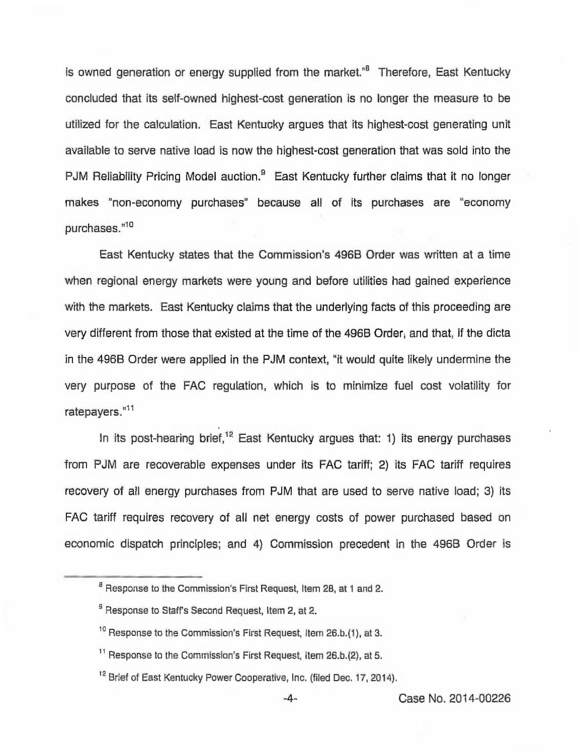is owned generation or energy supplied from the market."[8] Therefore, East Kentucky concluded that its self-owned highest-cost generation is no longer the measure to be utilized for the calculation. East Kentucky argues that its highest-cost generating unit available to serve native load is now the highest-cost generation that was sold into the PJM Reliability Pricing Model auction.[9] East Kentucky further claims that it no longer makes "non-economy purchases" because all of its purchases are "economy purchases."[10]

East Kentucky states that the Commission's 496B Order was written at a time when regional energy markets were young and before utilities had gained experience with the markets. East Kentucky claims that the underlying facts of this proceeding are very different from those that existed at the time of the 496B Order, and that, if the dicta in the 496B Order were applied in the PJM context, "it would quite likely undermine the very purpose of the FAC regulation, which is to minimize fuel cost volatility for ratepayers."[11]

In its post-hearing brief,[12] East Kentucky argues that: 1) its energy purchases from PJM are recoverable expenses under its FAC tariff; 2) its FAC tariff requires recovery of all energy purchases from PJM that are used to serve native load; 3) its FAC tariff requires recovery of all net energy costs of power purchased based on economic dispatch principles; and 4) Commission precedent in the 496B Order is

---

[8] Response to the Commission's First Request, Item 28, at 1 and 2.

[9] Response to Staff's Second Request, Item 2, at 2.

[10] Response to the Commission's First Request, Item 26.b.(1), at 3.

[11] Response to the Commission's First Request, Item 26.b.(2), at 5.

[12] Brief of East Kentucky Power Cooperative, Inc. (filed Dec. 17, 2014).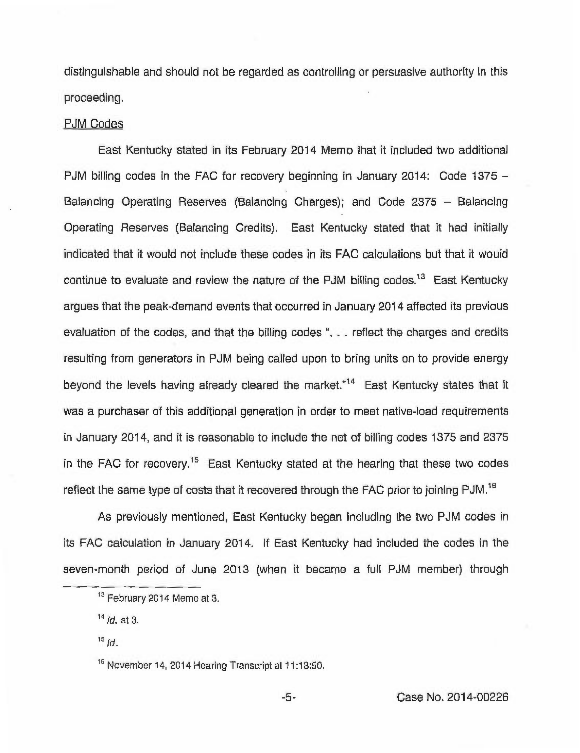distinguishable and should not be regarded as controlling or persuasive authority in this proceeding.

PJM Codes

East Kentucky stated in its February 2014 Memo that it included two additional PJM billing codes in the FAC for recovery beginning in January 2014: Code 1375 – Balancing Operating Reserves (Balancing Charges); and Code 2375 – Balancing Operating Reserves (Balancing Credits). East Kentucky stated that it had initially indicated that it would not include these codes in its FAC calculations but that it would continue to evaluate and review the nature of the PJM billing codes.[13] East Kentucky argues that the peak-demand events that occurred in January 2014 affected its previous evaluation of the codes, and that the billing codes ". . . reflect the charges and credits resulting from generators in PJM being called upon to bring units on to provide energy beyond the levels having already cleared the market."[14] East Kentucky states that it was a purchaser of this additional generation in order to meet native-load requirements in January 2014, and it is reasonable to include the net of billing codes 1375 and 2375 in the FAC for recovery.[15] East Kentucky stated at the hearing that these two codes reflect the same type of costs that it recovered through the FAC prior to joining PJM.[16]

As previously mentioned, East Kentucky began including the two PJM codes in its FAC calculation in January 2014. If East Kentucky had included the codes in the seven-month period of June 2013 (when it became a full PJM member) through

---

[13] February 2014 Memo at 3.

[14] *Id.* at 3.

[15] *Id.*

[16] November 14, 2014 Hearing Transcript at 11:13:50.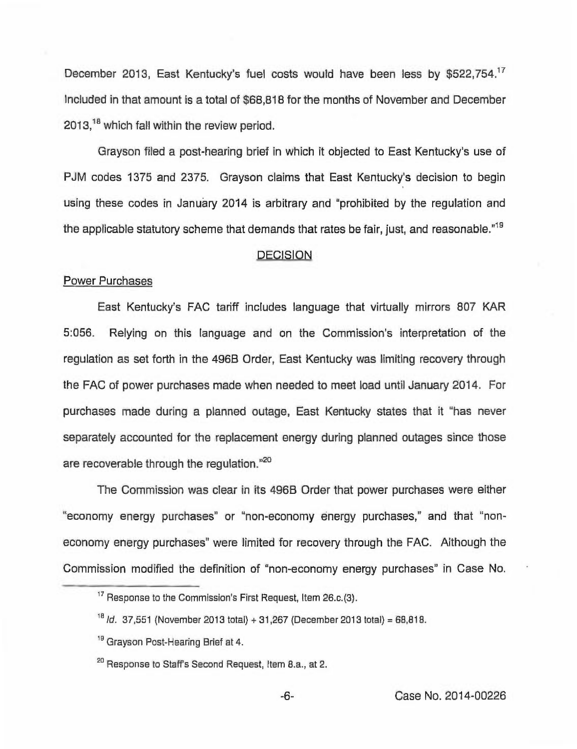December 2013, East Kentucky's fuel costs would have been less by $522,754.[17] Included in that amount is a total of $68,818 for the months of November and December 2013,[18] which fall within the review period.

Grayson filed a post-hearing brief in which it objected to East Kentucky's use of PJM codes 1375 and 2375. Grayson claims that East Kentucky's decision to begin using these codes in January 2014 is arbitrary and "prohibited by the regulation and the applicable statutory scheme that demands that rates be fair, just, and reasonable."[19]

## DECISION

### Power Purchases

East Kentucky's FAC tariff includes language that virtually mirrors 807 KAR 5:056. Relying on this language and on the Commission's interpretation of the regulation as set forth in the 496B Order, East Kentucky was limiting recovery through the FAC of power purchases made when needed to meet load until January 2014. For purchases made during a planned outage, East Kentucky states that it "has never separately accounted for the replacement energy during planned outages since those are recoverable through the regulation."[20]

The Commission was clear in its 496B Order that power purchases were either "economy energy purchases" or "non-economy energy purchases," and that "non-economy energy purchases" were limited for recovery through the FAC. Although the Commission modified the definition of "non-economy energy purchases" in Case No.

---

[17] Response to the Commission's First Request, Item 26.c.(3).

[18] *Id.* 37,551 (November 2013 total) + 31,267 (December 2013 total) = 68,818.

[19] Grayson Post-Hearing Brief at 4.

[20] Response to Staff's Second Request, Item 8.a., at 2.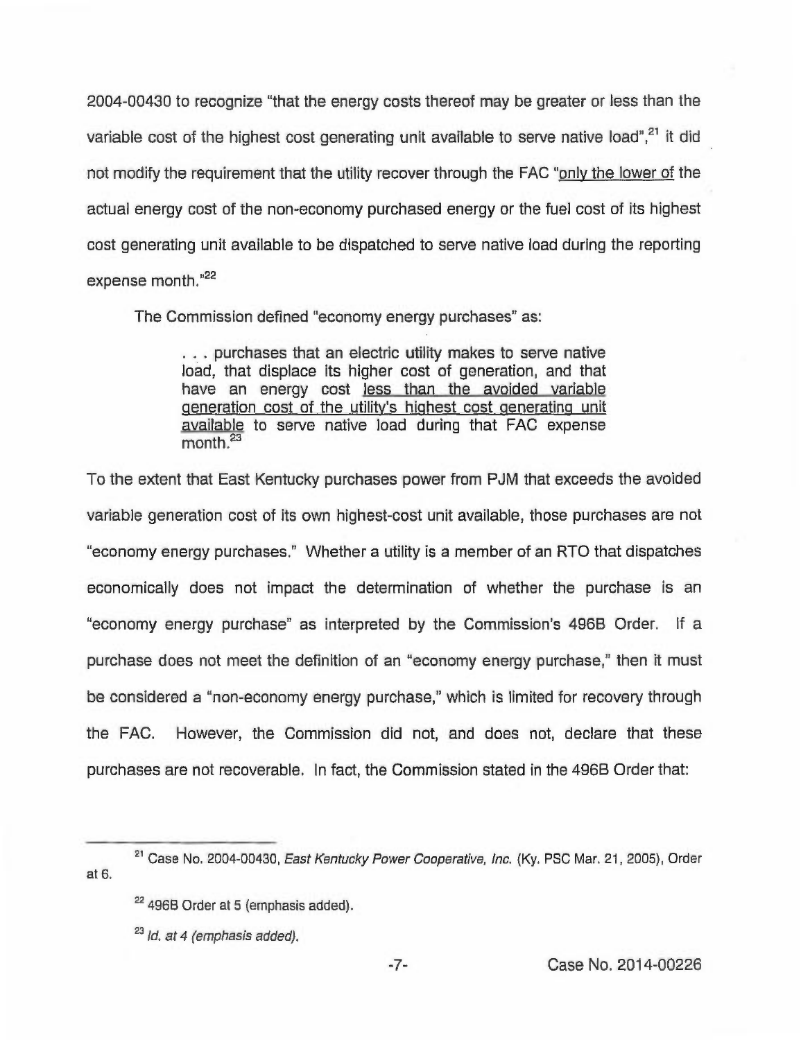2004-00430 to recognize "that the energy costs thereof may be greater or less than the variable cost of the highest cost generating unit available to serve native load",[21] it did not modify the requirement that the utility recover through the FAC "only the lower of the actual energy cost of the non-economy purchased energy or the fuel cost of its highest cost generating unit available to be dispatched to serve native load during the reporting expense month."[22]

The Commission defined "economy energy purchases" as:

> . . . purchases that an electric utility makes to serve native load, that displace its higher cost of generation, and that have an energy cost less than the avoided variable generation cost of the utility's highest cost generating unit available to serve native load during that FAC expense month.[23]

To the extent that East Kentucky purchases power from PJM that exceeds the avoided variable generation cost of its own highest-cost unit available, those purchases are not "economy energy purchases." Whether a utility is a member of an RTO that dispatches economically does not impact the determination of whether the purchase is an "economy energy purchase" as interpreted by the Commission's 496B Order. If a purchase does not meet the definition of an "economy energy purchase," then it must be considered a "non-economy energy purchase," which is limited for recovery through the FAC. However, the Commission did not, and does not, declare that these purchases are not recoverable. In fact, the Commission stated in the 496B Order that:

---

[21] Case No. 2004-00430, *East Kentucky Power Cooperative, Inc.* (Ky. PSC Mar. 21, 2005), Order at 6.

[22] 496B Order at 5 (emphasis added).

[23] *Id. at 4 (emphasis added).*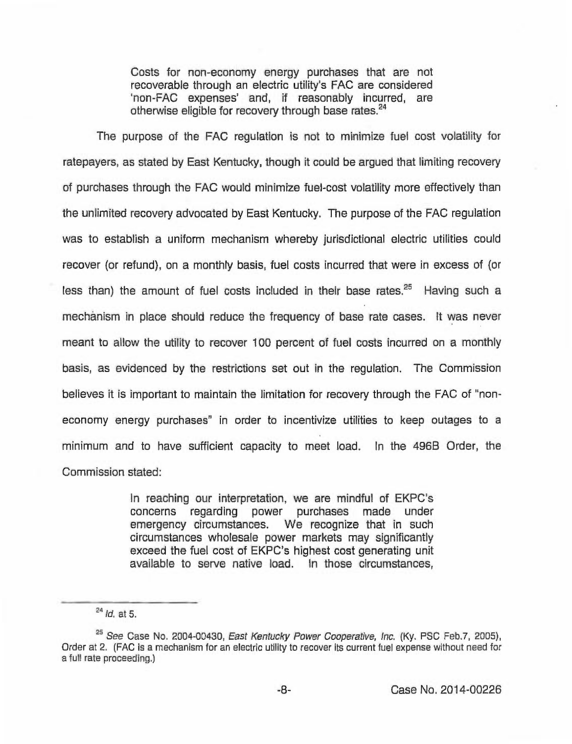> Costs for non-economy energy purchases that are not recoverable through an electric utility's FAC are considered 'non-FAC expenses' and, if reasonably incurred, are otherwise eligible for recovery through base rates.[24]

The purpose of the FAC regulation is not to minimize fuel cost volatility for ratepayers, as stated by East Kentucky, though it could be argued that limiting recovery of purchases through the FAC would minimize fuel-cost volatility more effectively than the unlimited recovery advocated by East Kentucky. The purpose of the FAC regulation was to establish a uniform mechanism whereby jurisdictional electric utilities could recover (or refund), on a monthly basis, fuel costs incurred that were in excess of (or less than) the amount of fuel costs included in their base rates.[25] Having such a mechanism in place should reduce the frequency of base rate cases. It was never meant to allow the utility to recover 100 percent of fuel costs incurred on a monthly basis, as evidenced by the restrictions set out in the regulation. The Commission believes it is important to maintain the limitation for recovery through the FAC of "non-economy energy purchases" in order to incentivize utilities to keep outages to a minimum and to have sufficient capacity to meet load. In the 496B Order, the Commission stated:

> In reaching our interpretation, we are mindful of EKPC's concerns regarding power purchases made under emergency circumstances. We recognize that in such circumstances wholesale power markets may significantly exceed the fuel cost of EKPC's highest cost generating unit available to serve native load. In those circumstances,

---

[24] *Id.* at 5.

[25] *See* Case No. 2004-00430, *East Kentucky Power Cooperative, Inc.* (Ky. PSC Feb.7, 2005), Order at 2. (FAC is a mechanism for an electric utility to recover its current fuel expense without need for a full rate proceeding.)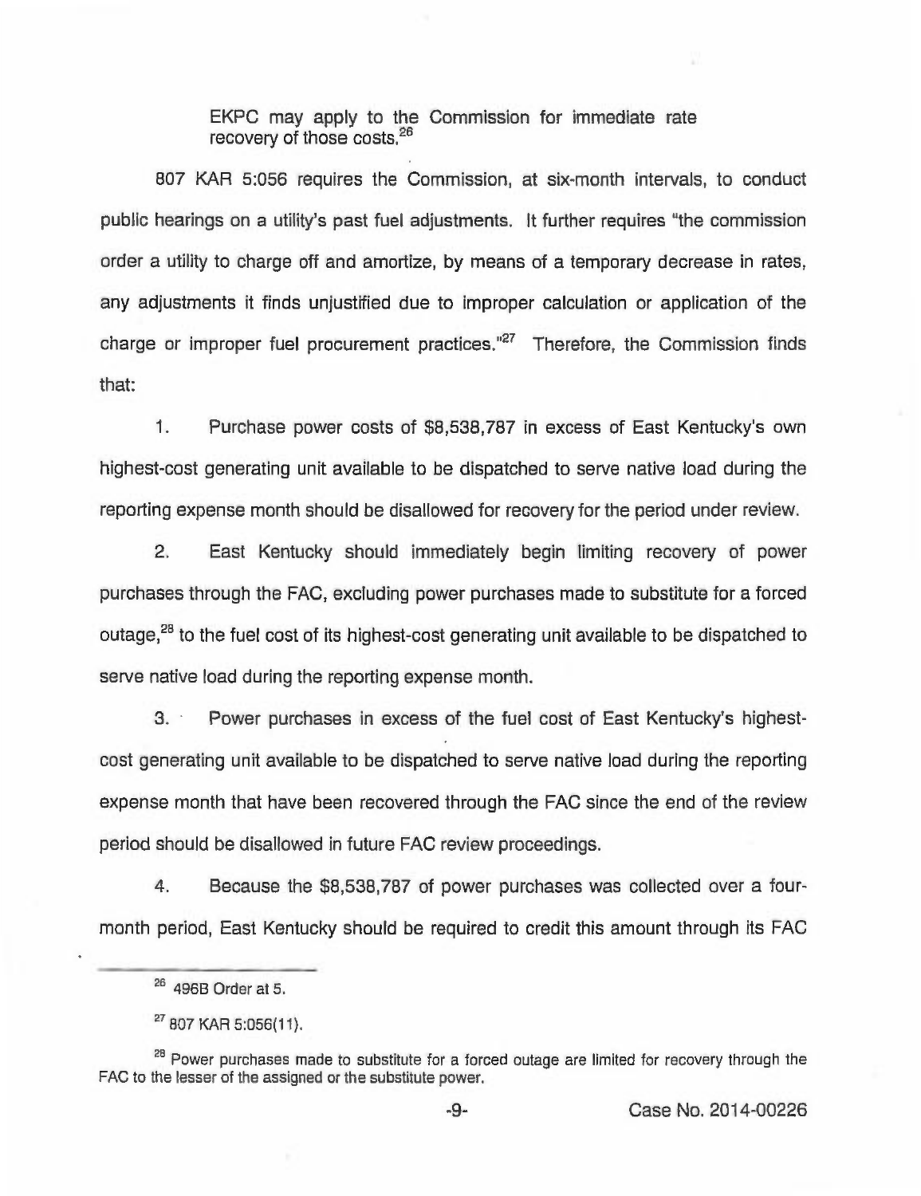EKPC may apply to the Commission for immediate rate recovery of those costs.[26]

807 KAR 5:056 requires the Commission, at six-month intervals, to conduct public hearings on a utility's past fuel adjustments. It further requires "the commission order a utility to charge off and amortize, by means of a temporary decrease in rates, any adjustments it finds unjustified due to improper calculation or application of the charge or improper fuel procurement practices."[27] Therefore, the Commission finds that:

1. Purchase power costs of $8,538,787 in excess of East Kentucky's own highest-cost generating unit available to be dispatched to serve native load during the reporting expense month should be disallowed for recovery for the period under review.

2. East Kentucky should immediately begin limiting recovery of power purchases through the FAC, excluding power purchases made to substitute for a forced outage,[28] to the fuel cost of its highest-cost generating unit available to be dispatched to serve native load during the reporting expense month.

3. Power purchases in excess of the fuel cost of East Kentucky's highest-cost generating unit available to be dispatched to serve native load during the reporting expense month that have been recovered through the FAC since the end of the review period should be disallowed in future FAC review proceedings.

4. Because the $8,538,787 of power purchases was collected over a four-month period, East Kentucky should be required to credit this amount through its FAC

---

[26] 496B Order at 5.

[27] 807 KAR 5:056(11).

[28] Power purchases made to substitute for a forced outage are limited for recovery through the FAC to the lesser of the assigned or the substitute power.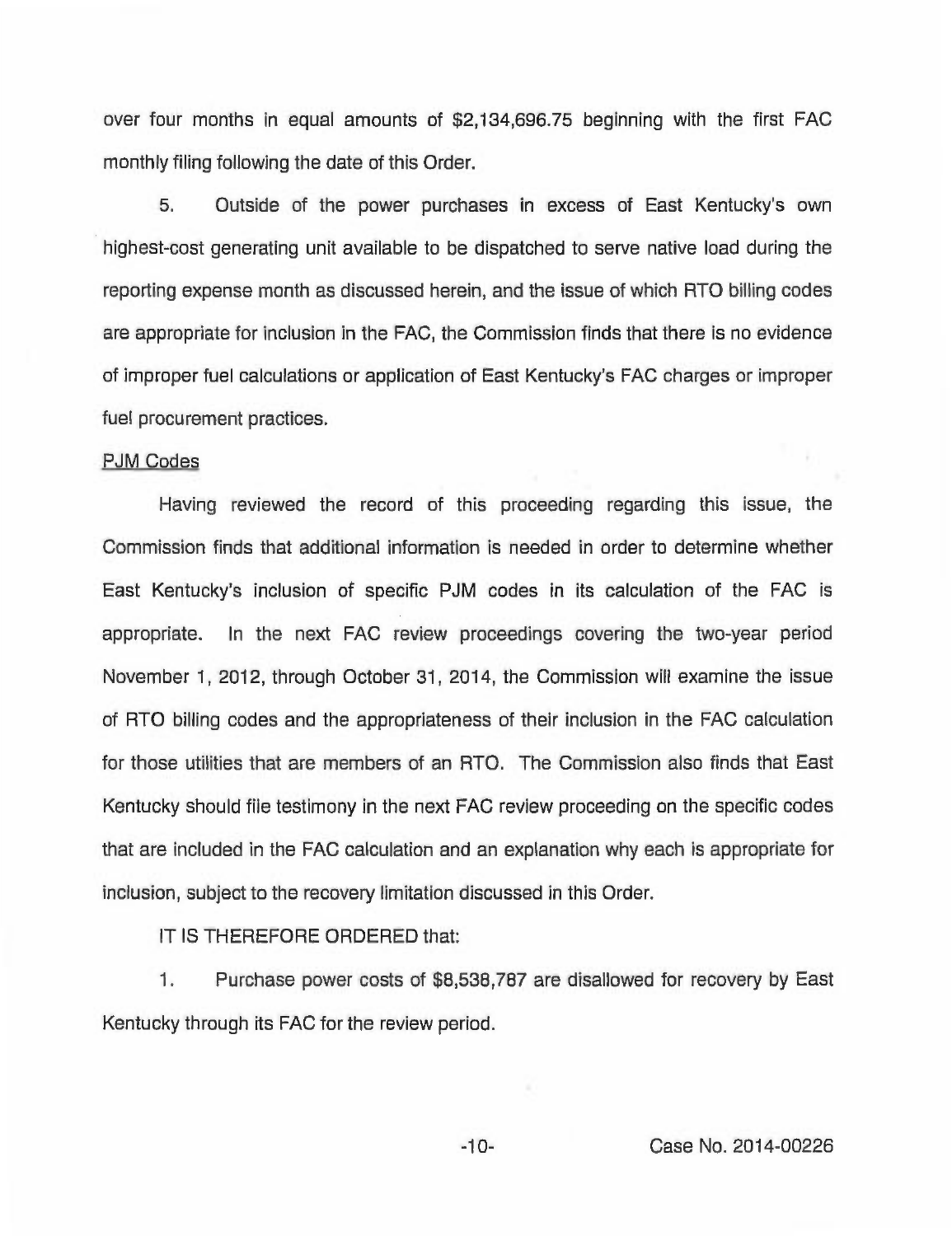over four months in equal amounts of $2,134,696.75 beginning with the first FAC monthly filing following the date of this Order.

5. Outside of the power purchases in excess of East Kentucky's own highest-cost generating unit available to be dispatched to serve native load during the reporting expense month as discussed herein, and the issue of which RTO billing codes are appropriate for inclusion in the FAC, the Commission finds that there is no evidence of improper fuel calculations or application of East Kentucky's FAC charges or improper fuel procurement practices.

PJM Codes

Having reviewed the record of this proceeding regarding this issue, the Commission finds that additional information is needed in order to determine whether East Kentucky's inclusion of specific PJM codes in its calculation of the FAC is appropriate. In the next FAC review proceedings covering the two-year period November 1, 2012, through October 31, 2014, the Commission will examine the issue of RTO billing codes and the appropriateness of their inclusion in the FAC calculation for those utilities that are members of an RTO. The Commission also finds that East Kentucky should file testimony in the next FAC review proceeding on the specific codes that are included in the FAC calculation and an explanation why each is appropriate for inclusion, subject to the recovery limitation discussed in this Order.

IT IS THEREFORE ORDERED that:

1. Purchase power costs of $8,538,787 are disallowed for recovery by East Kentucky through its FAC for the review period.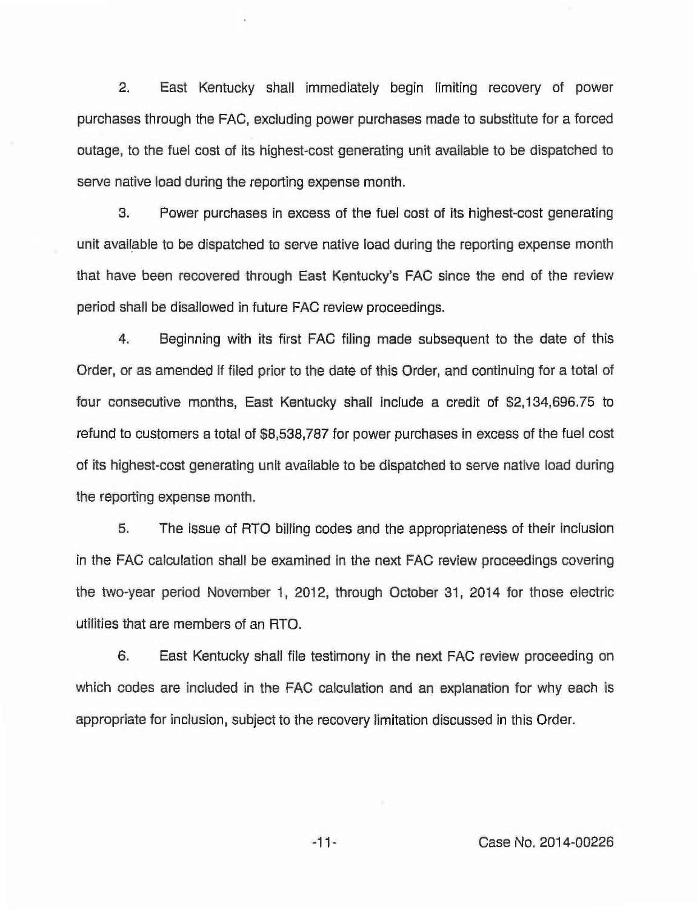2. East Kentucky shall immediately begin limiting recovery of power purchases through the FAC, excluding power purchases made to substitute for a forced outage, to the fuel cost of its highest-cost generating unit available to be dispatched to serve native load during the reporting expense month.

3. Power purchases in excess of the fuel cost of its highest-cost generating unit available to be dispatched to serve native load during the reporting expense month that have been recovered through East Kentucky's FAC since the end of the review period shall be disallowed in future FAC review proceedings.

4. Beginning with its first FAC filing made subsequent to the date of this Order, or as amended if filed prior to the date of this Order, and continuing for a total of four consecutive months, East Kentucky shall include a credit of $2,134,696.75 to refund to customers a total of $8,538,787 for power purchases in excess of the fuel cost of its highest-cost generating unit available to be dispatched to serve native load during the reporting expense month.

5. The issue of RTO billing codes and the appropriateness of their inclusion in the FAC calculation shall be examined in the next FAC review proceedings covering the two-year period November 1, 2012, through October 31, 2014 for those electric utilities that are members of an RTO.

6. East Kentucky shall file testimony in the next FAC review proceeding on which codes are included in the FAC calculation and an explanation for why each is appropriate for inclusion, subject to the recovery limitation discussed in this Order.

Case No. 2014-00226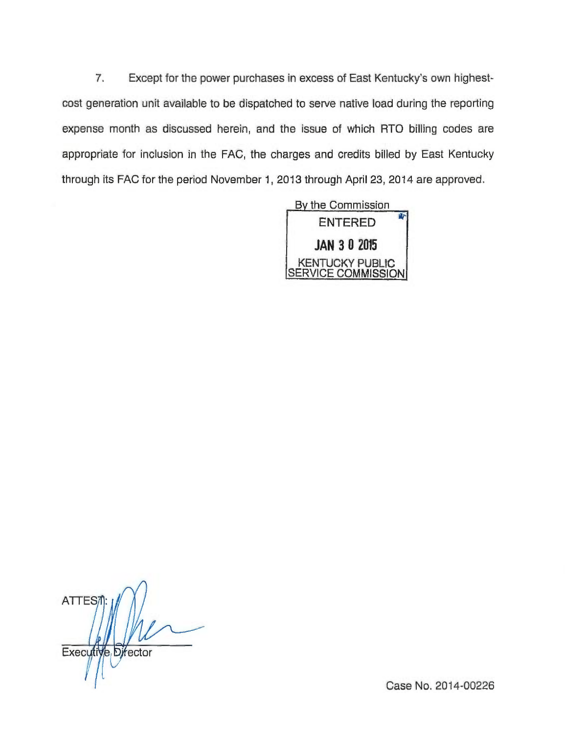7. Except for the power purchases in excess of East Kentucky's own highest-cost generation unit available to be dispatched to serve native load during the reporting expense month as discussed herein, and the issue of which RTO billing codes are appropriate for inclusion in the FAC, the charges and credits billed by East Kentucky through its FAC for the period November 1, 2013 through April 23, 2014 are approved.

By the Commission

ENTERED

JAN 3 0 2015

KENTUCKY PUBLIC SERVICE COMMISSION

ATTEST:

Executive Director

Case No. 2014-00226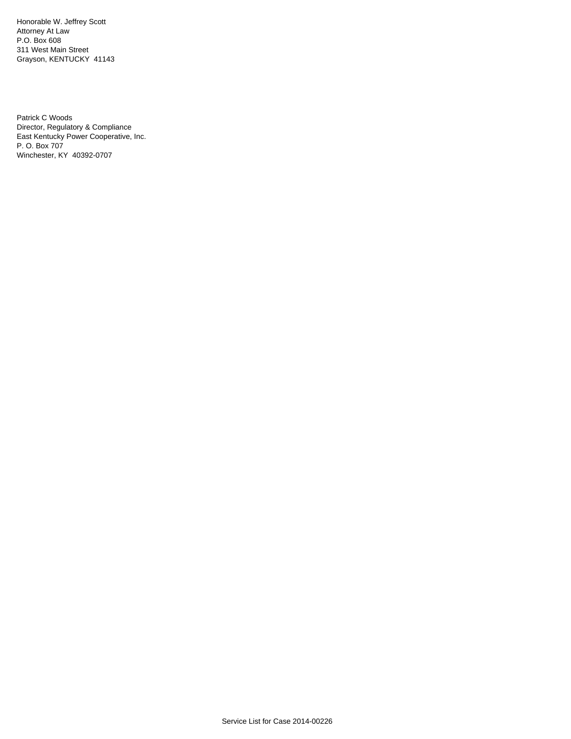Honorable W. Jeffrey Scott
Attorney At Law
P.O. Box 608
311 West Main Street
Grayson, KENTUCKY  41143

Patrick C Woods
Director, Regulatory & Compliance
East Kentucky Power Cooperative, Inc.
P. O. Box 707
Winchester, KY  40392-0707